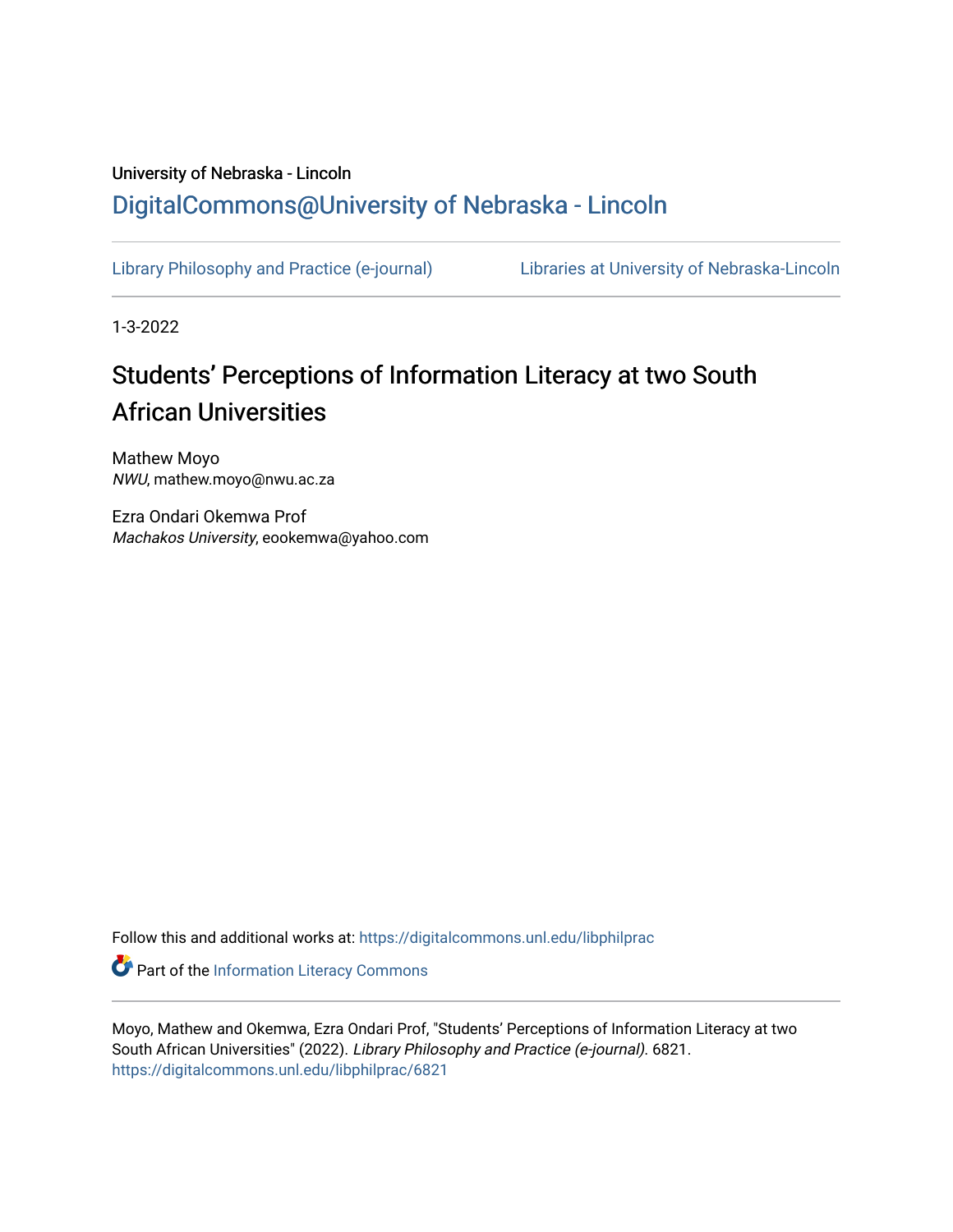University of Nebraska - Lincoln

DigitalCommons@University of Nebraska - Lincoln

Library Philosophy and Practice (e-journal)

Libraries at University of Nebraska-Lincoln

1-3-2022

# Students’ Perceptions of Information Literacy at two South African Universities

Mathew Moyo
*NWU*, mathew.moyo@nwu.ac.za

Ezra Ondari Okemwa Prof
*Machakos University*, eookemwa@yahoo.com

Follow this and additional works at: https://digitalcommons.unl.edu/libphilprac

Part of the Information Literacy Commons

Moyo, Mathew and Okemwa, Ezra Ondari Prof, "Students’ Perceptions of Information Literacy at two South African Universities" (2022). *Library Philosophy and Practice (e-journal)*. 6821.
https://digitalcommons.unl.edu/libphilprac/6821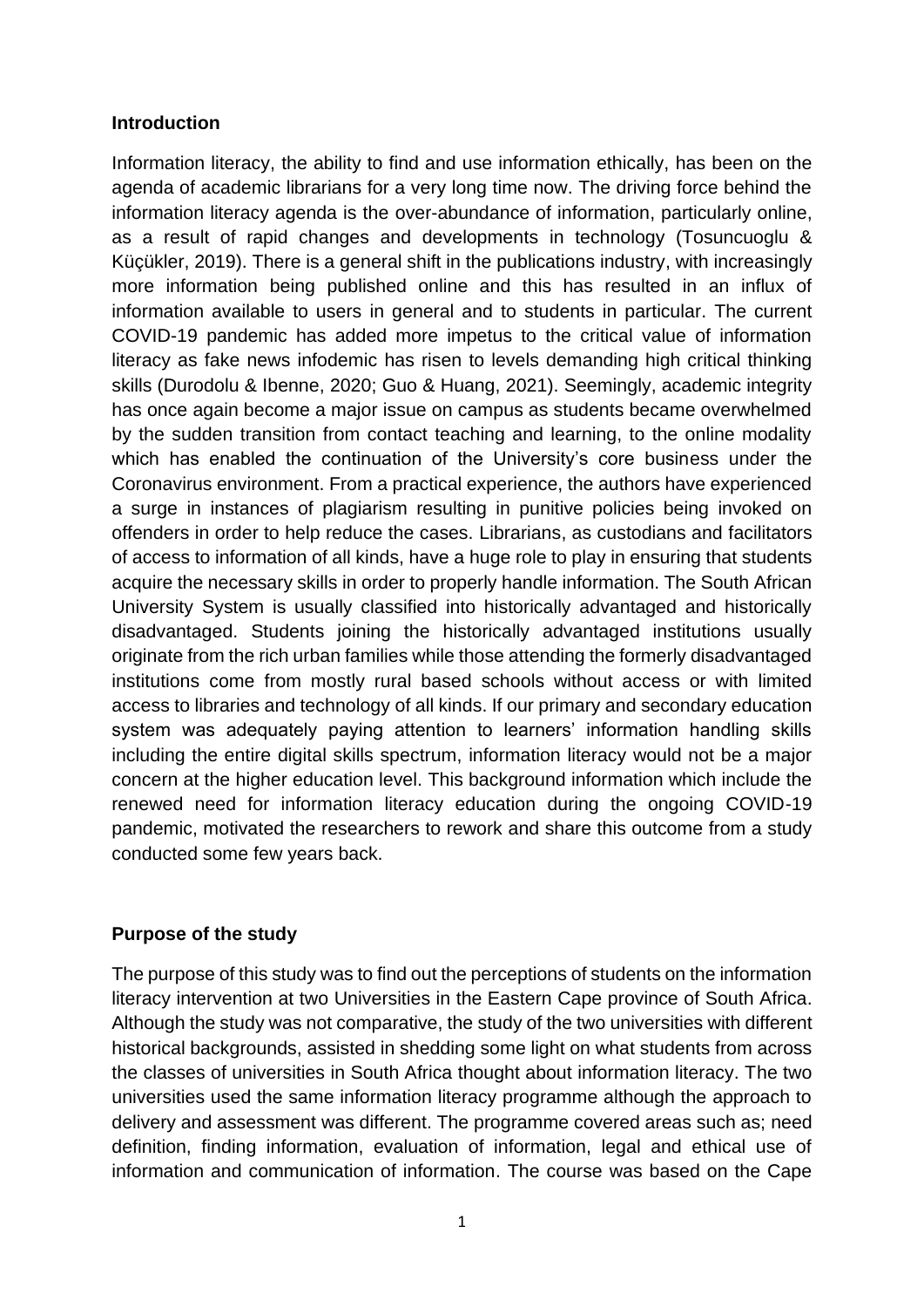## Introduction

Information literacy, the ability to find and use information ethically, has been on the agenda of academic librarians for a very long time now. The driving force behind the information literacy agenda is the over-abundance of information, particularly online, as a result of rapid changes and developments in technology (Tosuncuoglu & Küçükler, 2019). There is a general shift in the publications industry, with increasingly more information being published online and this has resulted in an influx of information available to users in general and to students in particular. The current COVID-19 pandemic has added more impetus to the critical value of information literacy as fake news infodemic has risen to levels demanding high critical thinking skills (Durodolu & Ibenne, 2020; Guo & Huang, 2021). Seemingly, academic integrity has once again become a major issue on campus as students became overwhelmed by the sudden transition from contact teaching and learning, to the online modality which has enabled the continuation of the University's core business under the Coronavirus environment. From a practical experience, the authors have experienced a surge in instances of plagiarism resulting in punitive policies being invoked on offenders in order to help reduce the cases. Librarians, as custodians and facilitators of access to information of all kinds, have a huge role to play in ensuring that students acquire the necessary skills in order to properly handle information. The South African University System is usually classified into historically advantaged and historically disadvantaged. Students joining the historically advantaged institutions usually originate from the rich urban families while those attending the formerly disadvantaged institutions come from mostly rural based schools without access or with limited access to libraries and technology of all kinds. If our primary and secondary education system was adequately paying attention to learners' information handling skills including the entire digital skills spectrum, information literacy would not be a major concern at the higher education level. This background information which include the renewed need for information literacy education during the ongoing COVID-19 pandemic, motivated the researchers to rework and share this outcome from a study conducted some few years back.

## Purpose of the study

The purpose of this study was to find out the perceptions of students on the information literacy intervention at two Universities in the Eastern Cape province of South Africa. Although the study was not comparative, the study of the two universities with different historical backgrounds, assisted in shedding some light on what students from across the classes of universities in South Africa thought about information literacy. The two universities used the same information literacy programme although the approach to delivery and assessment was different. The programme covered areas such as; need definition, finding information, evaluation of information, legal and ethical use of information and communication of information. The course was based on the Cape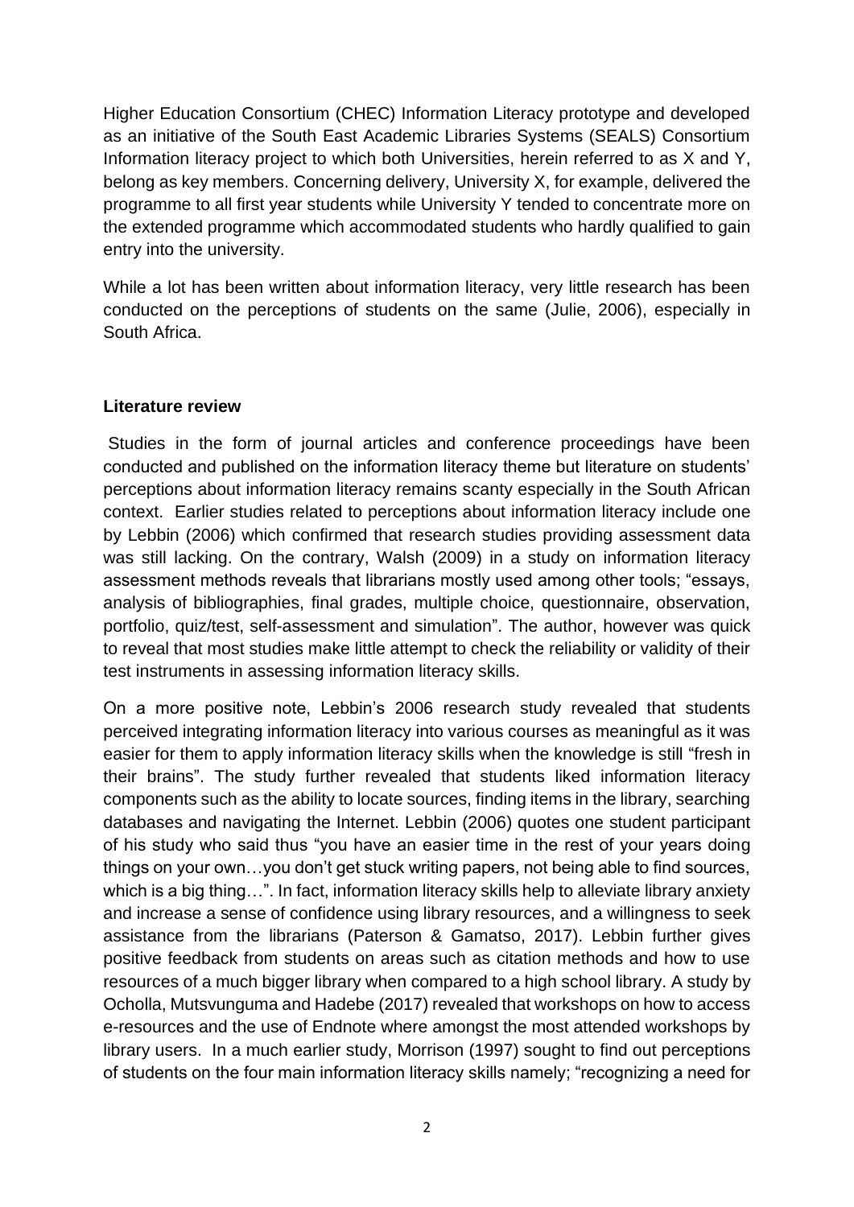Higher Education Consortium (CHEC) Information Literacy prototype and developed as an initiative of the South East Academic Libraries Systems (SEALS) Consortium Information literacy project to which both Universities, herein referred to as X and Y, belong as key members. Concerning delivery, University X, for example, delivered the programme to all first year students while University Y tended to concentrate more on the extended programme which accommodated students who hardly qualified to gain entry into the university.

While a lot has been written about information literacy, very little research has been conducted on the perceptions of students on the same (Julie, 2006), especially in South Africa.

**Literature review**

Studies in the form of journal articles and conference proceedings have been conducted and published on the information literacy theme but literature on students' perceptions about information literacy remains scanty especially in the South African context. Earlier studies related to perceptions about information literacy include one by Lebbin (2006) which confirmed that research studies providing assessment data was still lacking. On the contrary, Walsh (2009) in a study on information literacy assessment methods reveals that librarians mostly used among other tools; "essays, analysis of bibliographies, final grades, multiple choice, questionnaire, observation, portfolio, quiz/test, self-assessment and simulation". The author, however was quick to reveal that most studies make little attempt to check the reliability or validity of their test instruments in assessing information literacy skills.

On a more positive note, Lebbin's 2006 research study revealed that students perceived integrating information literacy into various courses as meaningful as it was easier for them to apply information literacy skills when the knowledge is still "fresh in their brains". The study further revealed that students liked information literacy components such as the ability to locate sources, finding items in the library, searching databases and navigating the Internet. Lebbin (2006) quotes one student participant of his study who said thus "you have an easier time in the rest of your years doing things on your own…you don't get stuck writing papers, not being able to find sources, which is a big thing…". In fact, information literacy skills help to alleviate library anxiety and increase a sense of confidence using library resources, and a willingness to seek assistance from the librarians (Paterson & Gamatso, 2017). Lebbin further gives positive feedback from students on areas such as citation methods and how to use resources of a much bigger library when compared to a high school library. A study by Ocholla, Mutsvunguma and Hadebe (2017) revealed that workshops on how to access e-resources and the use of Endnote where amongst the most attended workshops by library users. In a much earlier study, Morrison (1997) sought to find out perceptions of students on the four main information literacy skills namely; "recognizing a need for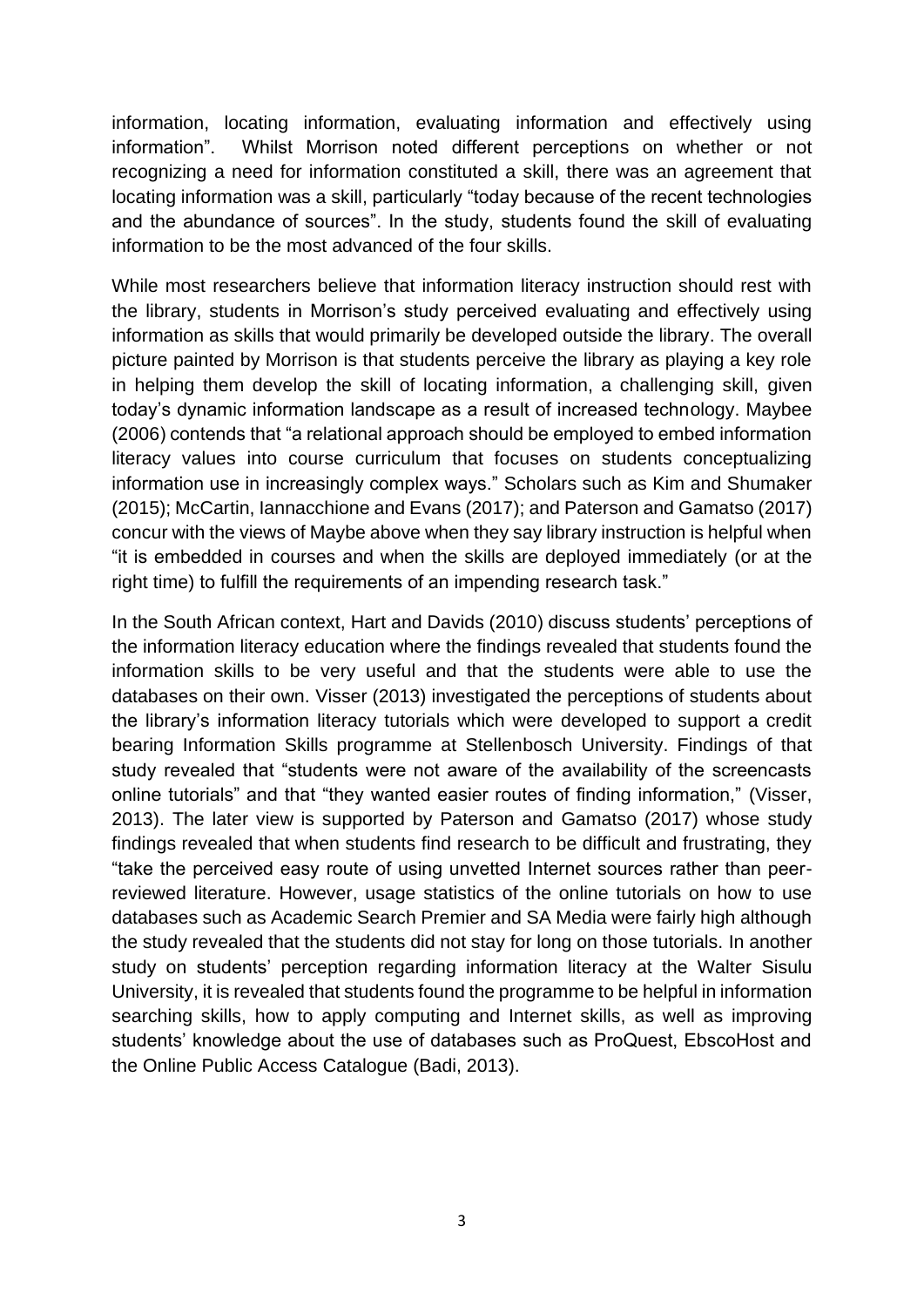information, locating information, evaluating information and effectively using information". Whilst Morrison noted different perceptions on whether or not recognizing a need for information constituted a skill, there was an agreement that locating information was a skill, particularly "today because of the recent technologies and the abundance of sources". In the study, students found the skill of evaluating information to be the most advanced of the four skills.

While most researchers believe that information literacy instruction should rest with the library, students in Morrison's study perceived evaluating and effectively using information as skills that would primarily be developed outside the library. The overall picture painted by Morrison is that students perceive the library as playing a key role in helping them develop the skill of locating information, a challenging skill, given today's dynamic information landscape as a result of increased technology. Maybee (2006) contends that "a relational approach should be employed to embed information literacy values into course curriculum that focuses on students conceptualizing information use in increasingly complex ways." Scholars such as Kim and Shumaker (2015); McCartin, Iannacchione and Evans (2017); and Paterson and Gamatso (2017) concur with the views of Maybe above when they say library instruction is helpful when "it is embedded in courses and when the skills are deployed immediately (or at the right time) to fulfill the requirements of an impending research task."

In the South African context, Hart and Davids (2010) discuss students' perceptions of the information literacy education where the findings revealed that students found the information skills to be very useful and that the students were able to use the databases on their own. Visser (2013) investigated the perceptions of students about the library's information literacy tutorials which were developed to support a credit bearing Information Skills programme at Stellenbosch University. Findings of that study revealed that "students were not aware of the availability of the screencasts online tutorials" and that "they wanted easier routes of finding information," (Visser, 2013). The later view is supported by Paterson and Gamatso (2017) whose study findings revealed that when students find research to be difficult and frustrating, they "take the perceived easy route of using unvetted Internet sources rather than peer-reviewed literature. However, usage statistics of the online tutorials on how to use databases such as Academic Search Premier and SA Media were fairly high although the study revealed that the students did not stay for long on those tutorials. In another study on students' perception regarding information literacy at the Walter Sisulu University, it is revealed that students found the programme to be helpful in information searching skills, how to apply computing and Internet skills, as well as improving students' knowledge about the use of databases such as ProQuest, EbscoHost and the Online Public Access Catalogue (Badi, 2013).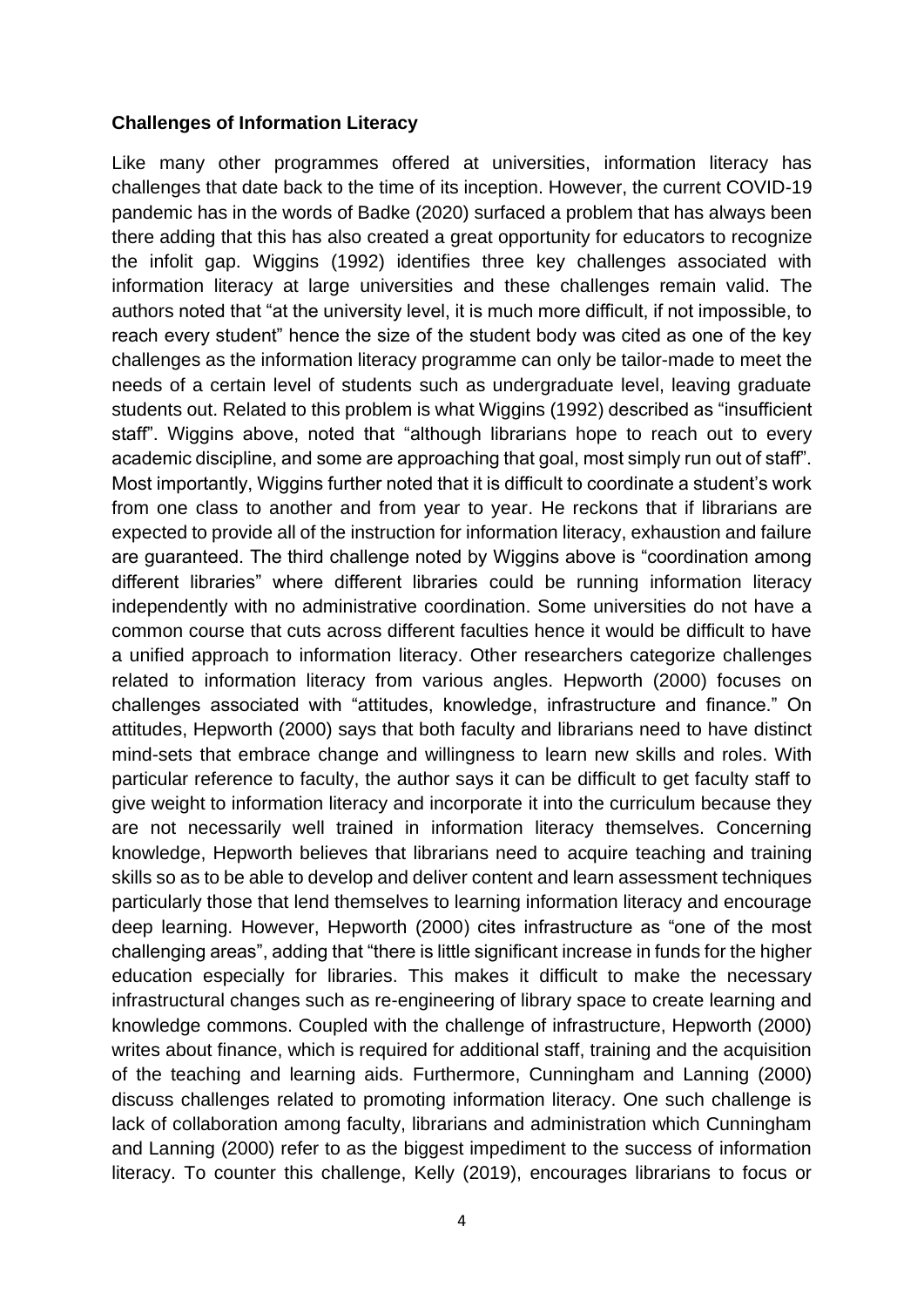**Challenges of Information Literacy**

Like many other programmes offered at universities, information literacy has challenges that date back to the time of its inception. However, the current COVID-19 pandemic has in the words of Badke (2020) surfaced a problem that has always been there adding that this has also created a great opportunity for educators to recognize the infolit gap. Wiggins (1992) identifies three key challenges associated with information literacy at large universities and these challenges remain valid. The authors noted that "at the university level, it is much more difficult, if not impossible, to reach every student" hence the size of the student body was cited as one of the key challenges as the information literacy programme can only be tailor-made to meet the needs of a certain level of students such as undergraduate level, leaving graduate students out. Related to this problem is what Wiggins (1992) described as "insufficient staff". Wiggins above, noted that "although librarians hope to reach out to every academic discipline, and some are approaching that goal, most simply run out of staff". Most importantly, Wiggins further noted that it is difficult to coordinate a student's work from one class to another and from year to year. He reckons that if librarians are expected to provide all of the instruction for information literacy, exhaustion and failure are guaranteed. The third challenge noted by Wiggins above is "coordination among different libraries" where different libraries could be running information literacy independently with no administrative coordination. Some universities do not have a common course that cuts across different faculties hence it would be difficult to have a unified approach to information literacy. Other researchers categorize challenges related to information literacy from various angles. Hepworth (2000) focuses on challenges associated with "attitudes, knowledge, infrastructure and finance." On attitudes, Hepworth (2000) says that both faculty and librarians need to have distinct mind-sets that embrace change and willingness to learn new skills and roles. With particular reference to faculty, the author says it can be difficult to get faculty staff to give weight to information literacy and incorporate it into the curriculum because they are not necessarily well trained in information literacy themselves. Concerning knowledge, Hepworth believes that librarians need to acquire teaching and training skills so as to be able to develop and deliver content and learn assessment techniques particularly those that lend themselves to learning information literacy and encourage deep learning. However, Hepworth (2000) cites infrastructure as "one of the most challenging areas", adding that "there is little significant increase in funds for the higher education especially for libraries. This makes it difficult to make the necessary infrastructural changes such as re-engineering of library space to create learning and knowledge commons. Coupled with the challenge of infrastructure, Hepworth (2000) writes about finance, which is required for additional staff, training and the acquisition of the teaching and learning aids. Furthermore, Cunningham and Lanning (2000) discuss challenges related to promoting information literacy. One such challenge is lack of collaboration among faculty, librarians and administration which Cunningham and Lanning (2000) refer to as the biggest impediment to the success of information literacy. To counter this challenge, Kelly (2019), encourages librarians to focus or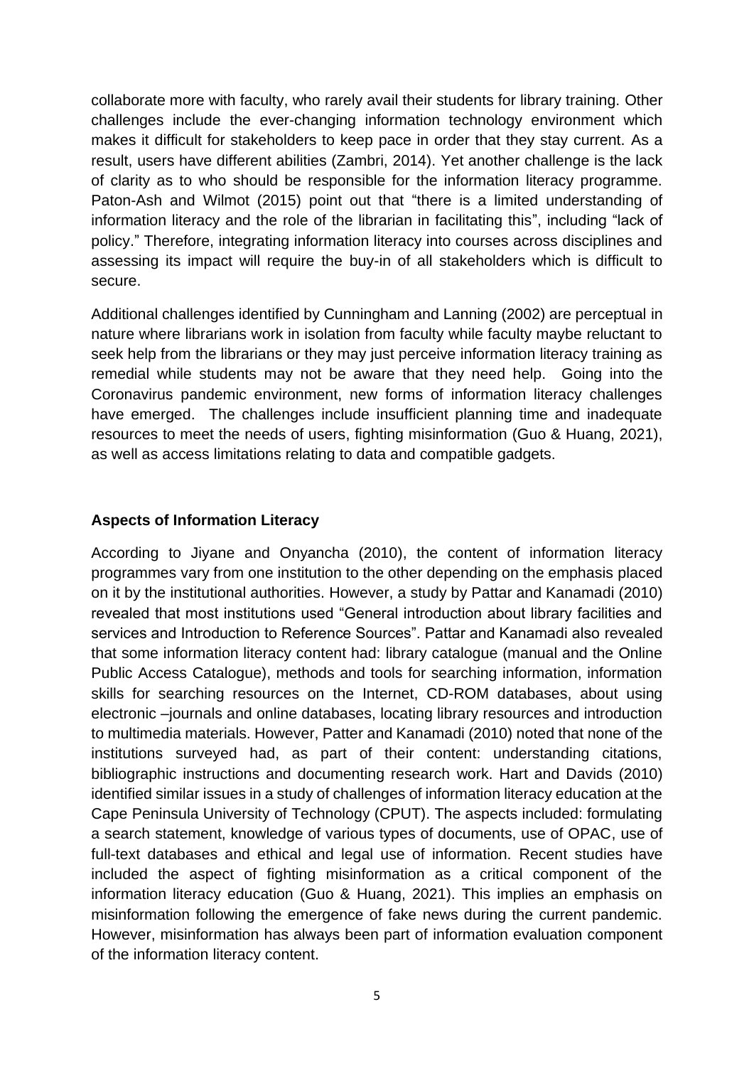collaborate more with faculty, who rarely avail their students for library training. Other challenges include the ever-changing information technology environment which makes it difficult for stakeholders to keep pace in order that they stay current. As a result, users have different abilities (Zambri, 2014). Yet another challenge is the lack of clarity as to who should be responsible for the information literacy programme. Paton-Ash and Wilmot (2015) point out that "there is a limited understanding of information literacy and the role of the librarian in facilitating this", including "lack of policy." Therefore, integrating information literacy into courses across disciplines and assessing its impact will require the buy-in of all stakeholders which is difficult to secure.

Additional challenges identified by Cunningham and Lanning (2002) are perceptual in nature where librarians work in isolation from faculty while faculty maybe reluctant to seek help from the librarians or they may just perceive information literacy training as remedial while students may not be aware that they need help. Going into the Coronavirus pandemic environment, new forms of information literacy challenges have emerged. The challenges include insufficient planning time and inadequate resources to meet the needs of users, fighting misinformation (Guo & Huang, 2021), as well as access limitations relating to data and compatible gadgets.

## Aspects of Information Literacy

According to Jiyane and Onyancha (2010), the content of information literacy programmes vary from one institution to the other depending on the emphasis placed on it by the institutional authorities. However, a study by Pattar and Kanamadi (2010) revealed that most institutions used "General introduction about library facilities and services and Introduction to Reference Sources". Pattar and Kanamadi also revealed that some information literacy content had: library catalogue (manual and the Online Public Access Catalogue), methods and tools for searching information, information skills for searching resources on the Internet, CD-ROM databases, about using electronic –journals and online databases, locating library resources and introduction to multimedia materials. However, Patter and Kanamadi (2010) noted that none of the institutions surveyed had, as part of their content: understanding citations, bibliographic instructions and documenting research work. Hart and Davids (2010) identified similar issues in a study of challenges of information literacy education at the Cape Peninsula University of Technology (CPUT). The aspects included: formulating a search statement, knowledge of various types of documents, use of OPAC, use of full-text databases and ethical and legal use of information. Recent studies have included the aspect of fighting misinformation as a critical component of the information literacy education (Guo & Huang, 2021). This implies an emphasis on misinformation following the emergence of fake news during the current pandemic. However, misinformation has always been part of information evaluation component of the information literacy content.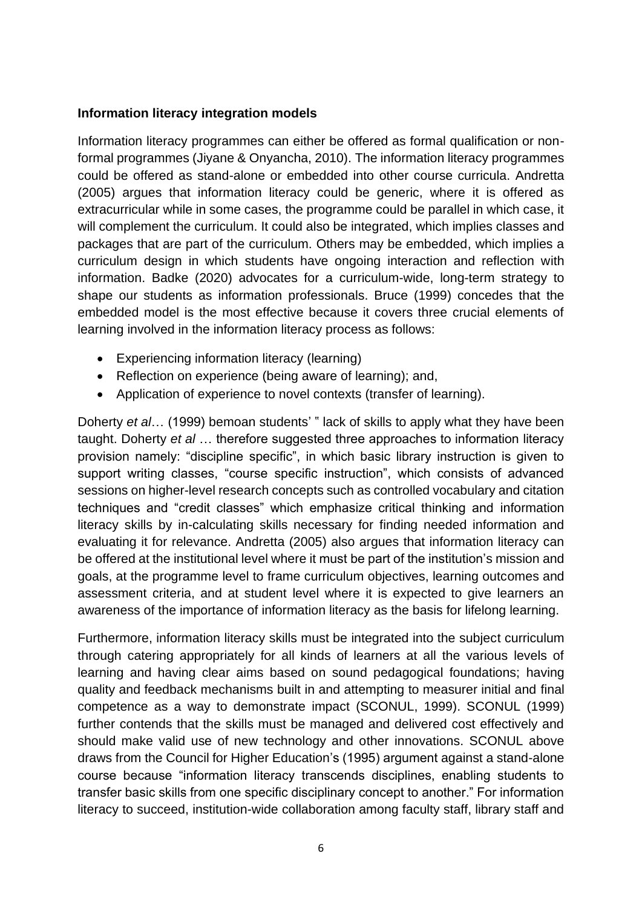**Information literacy integration models**

Information literacy programmes can either be offered as formal qualification or non-formal programmes (Jiyane & Onyancha, 2010). The information literacy programmes could be offered as stand-alone or embedded into other course curricula. Andretta (2005) argues that information literacy could be generic, where it is offered as extracurricular while in some cases, the programme could be parallel in which case, it will complement the curriculum. It could also be integrated, which implies classes and packages that are part of the curriculum. Others may be embedded, which implies a curriculum design in which students have ongoing interaction and reflection with information. Badke (2020) advocates for a curriculum-wide, long-term strategy to shape our students as information professionals. Bruce (1999) concedes that the embedded model is the most effective because it covers three crucial elements of learning involved in the information literacy process as follows:

- Experiencing information literacy (learning)
- Reflection on experience (being aware of learning); and,
- Application of experience to novel contexts (transfer of learning).

Doherty *et al*… (1999) bemoan students' " lack of skills to apply what they have been taught. Doherty *et al* … therefore suggested three approaches to information literacy provision namely: "discipline specific", in which basic library instruction is given to support writing classes, "course specific instruction", which consists of advanced sessions on higher-level research concepts such as controlled vocabulary and citation techniques and "credit classes" which emphasize critical thinking and information literacy skills by in-calculating skills necessary for finding needed information and evaluating it for relevance. Andretta (2005) also argues that information literacy can be offered at the institutional level where it must be part of the institution's mission and goals, at the programme level to frame curriculum objectives, learning outcomes and assessment criteria, and at student level where it is expected to give learners an awareness of the importance of information literacy as the basis for lifelong learning.

Furthermore, information literacy skills must be integrated into the subject curriculum through catering appropriately for all kinds of learners at all the various levels of learning and having clear aims based on sound pedagogical foundations; having quality and feedback mechanisms built in and attempting to measurer initial and final competence as a way to demonstrate impact (SCONUL, 1999). SCONUL (1999) further contends that the skills must be managed and delivered cost effectively and should make valid use of new technology and other innovations. SCONUL above draws from the Council for Higher Education's (1995) argument against a stand-alone course because "information literacy transcends disciplines, enabling students to transfer basic skills from one specific disciplinary concept to another." For information literacy to succeed, institution-wide collaboration among faculty staff, library staff and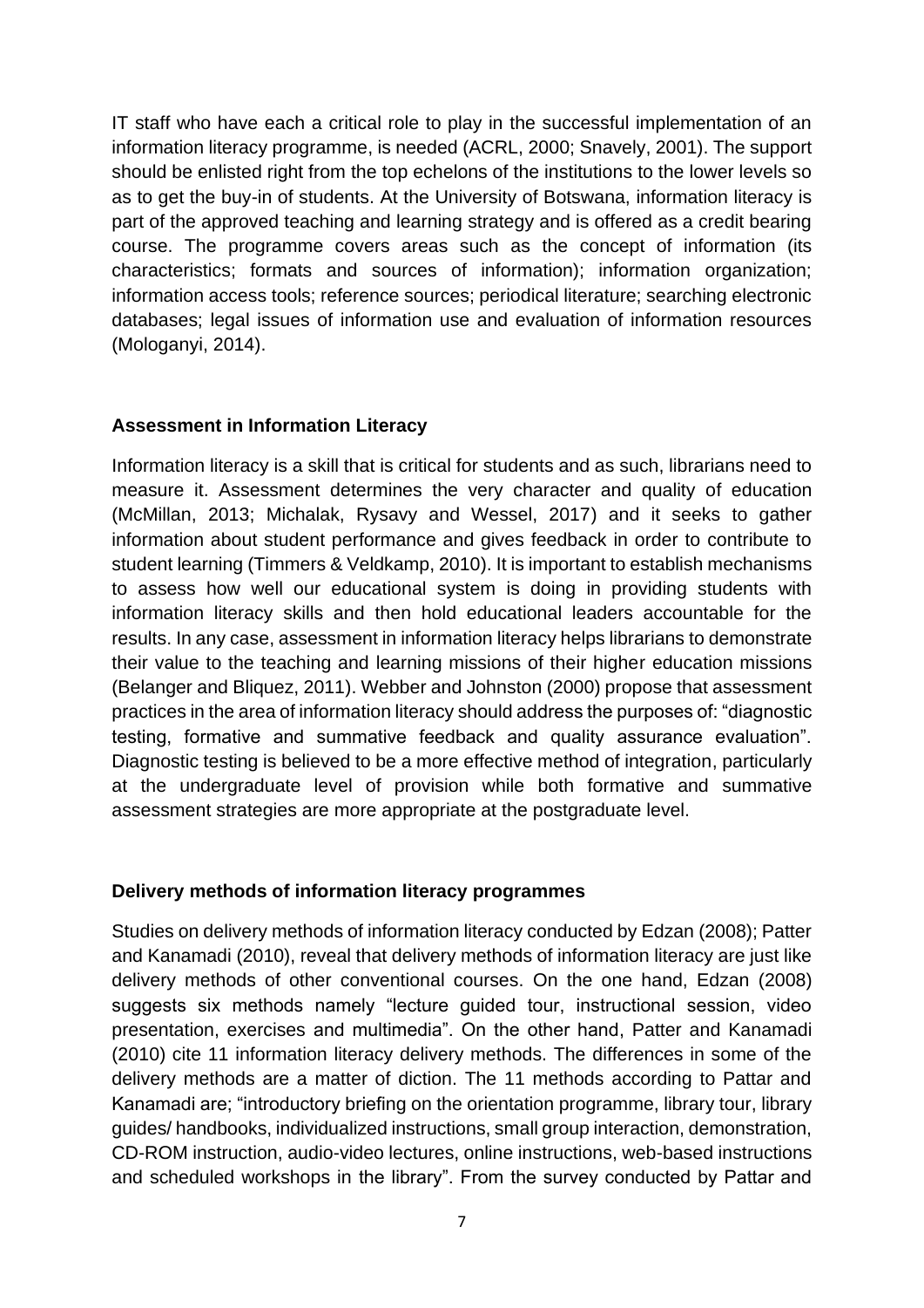IT staff who have each a critical role to play in the successful implementation of an information literacy programme, is needed (ACRL, 2000; Snavely, 2001). The support should be enlisted right from the top echelons of the institutions to the lower levels so as to get the buy-in of students. At the University of Botswana, information literacy is part of the approved teaching and learning strategy and is offered as a credit bearing course. The programme covers areas such as the concept of information (its characteristics; formats and sources of information); information organization; information access tools; reference sources; periodical literature; searching electronic databases; legal issues of information use and evaluation of information resources (Mologanyi, 2014).

### Assessment in Information Literacy

Information literacy is a skill that is critical for students and as such, librarians need to measure it. Assessment determines the very character and quality of education (McMillan, 2013; Michalak, Rysavy and Wessel, 2017) and it seeks to gather information about student performance and gives feedback in order to contribute to student learning (Timmers & Veldkamp, 2010). It is important to establish mechanisms to assess how well our educational system is doing in providing students with information literacy skills and then hold educational leaders accountable for the results. In any case, assessment in information literacy helps librarians to demonstrate their value to the teaching and learning missions of their higher education missions (Belanger and Bliquez, 2011). Webber and Johnston (2000) propose that assessment practices in the area of information literacy should address the purposes of: "diagnostic testing, formative and summative feedback and quality assurance evaluation". Diagnostic testing is believed to be a more effective method of integration, particularly at the undergraduate level of provision while both formative and summative assessment strategies are more appropriate at the postgraduate level.

### Delivery methods of information literacy programmes

Studies on delivery methods of information literacy conducted by Edzan (2008); Patter and Kanamadi (2010), reveal that delivery methods of information literacy are just like delivery methods of other conventional courses. On the one hand, Edzan (2008) suggests six methods namely "lecture guided tour, instructional session, video presentation, exercises and multimedia". On the other hand, Patter and Kanamadi (2010) cite 11 information literacy delivery methods. The differences in some of the delivery methods are a matter of diction. The 11 methods according to Pattar and Kanamadi are; "introductory briefing on the orientation programme, library tour, library guides/ handbooks, individualized instructions, small group interaction, demonstration, CD-ROM instruction, audio-video lectures, online instructions, web-based instructions and scheduled workshops in the library". From the survey conducted by Pattar and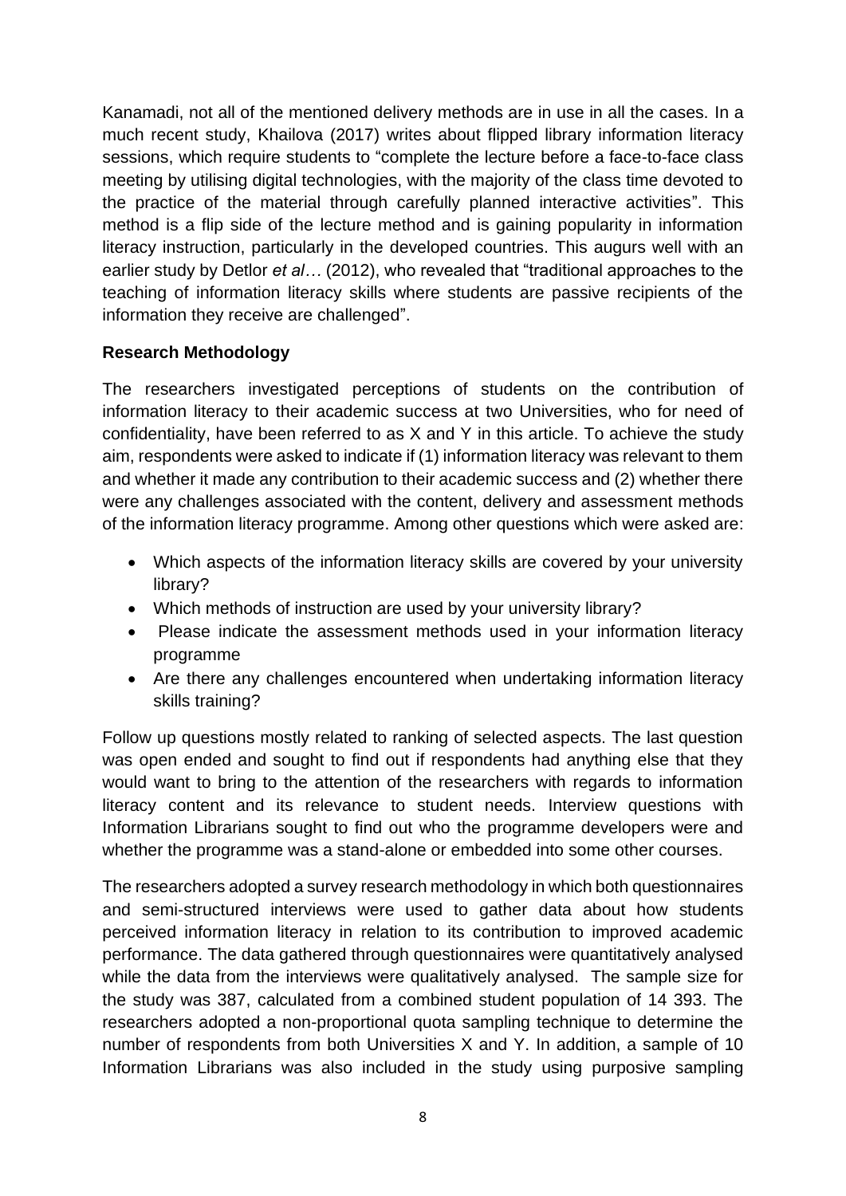Kanamadi, not all of the mentioned delivery methods are in use in all the cases. In a much recent study, Khailova (2017) writes about flipped library information literacy sessions, which require students to "complete the lecture before a face-to-face class meeting by utilising digital technologies, with the majority of the class time devoted to the practice of the material through carefully planned interactive activities". This method is a flip side of the lecture method and is gaining popularity in information literacy instruction, particularly in the developed countries. This augurs well with an earlier study by Detlor *et al…* (2012), who revealed that "traditional approaches to the teaching of information literacy skills where students are passive recipients of the information they receive are challenged".

## Research Methodology

The researchers investigated perceptions of students on the contribution of information literacy to their academic success at two Universities, who for need of confidentiality, have been referred to as X and Y in this article. To achieve the study aim, respondents were asked to indicate if (1) information literacy was relevant to them and whether it made any contribution to their academic success and (2) whether there were any challenges associated with the content, delivery and assessment methods of the information literacy programme. Among other questions which were asked are:

- Which aspects of the information literacy skills are covered by your university library?
- Which methods of instruction are used by your university library?
- Please indicate the assessment methods used in your information literacy programme
- Are there any challenges encountered when undertaking information literacy skills training?

Follow up questions mostly related to ranking of selected aspects. The last question was open ended and sought to find out if respondents had anything else that they would want to bring to the attention of the researchers with regards to information literacy content and its relevance to student needs. Interview questions with Information Librarians sought to find out who the programme developers were and whether the programme was a stand-alone or embedded into some other courses.

The researchers adopted a survey research methodology in which both questionnaires and semi-structured interviews were used to gather data about how students perceived information literacy in relation to its contribution to improved academic performance. The data gathered through questionnaires were quantitatively analysed while the data from the interviews were qualitatively analysed. The sample size for the study was 387, calculated from a combined student population of 14 393. The researchers adopted a non-proportional quota sampling technique to determine the number of respondents from both Universities X and Y. In addition, a sample of 10 Information Librarians was also included in the study using purposive sampling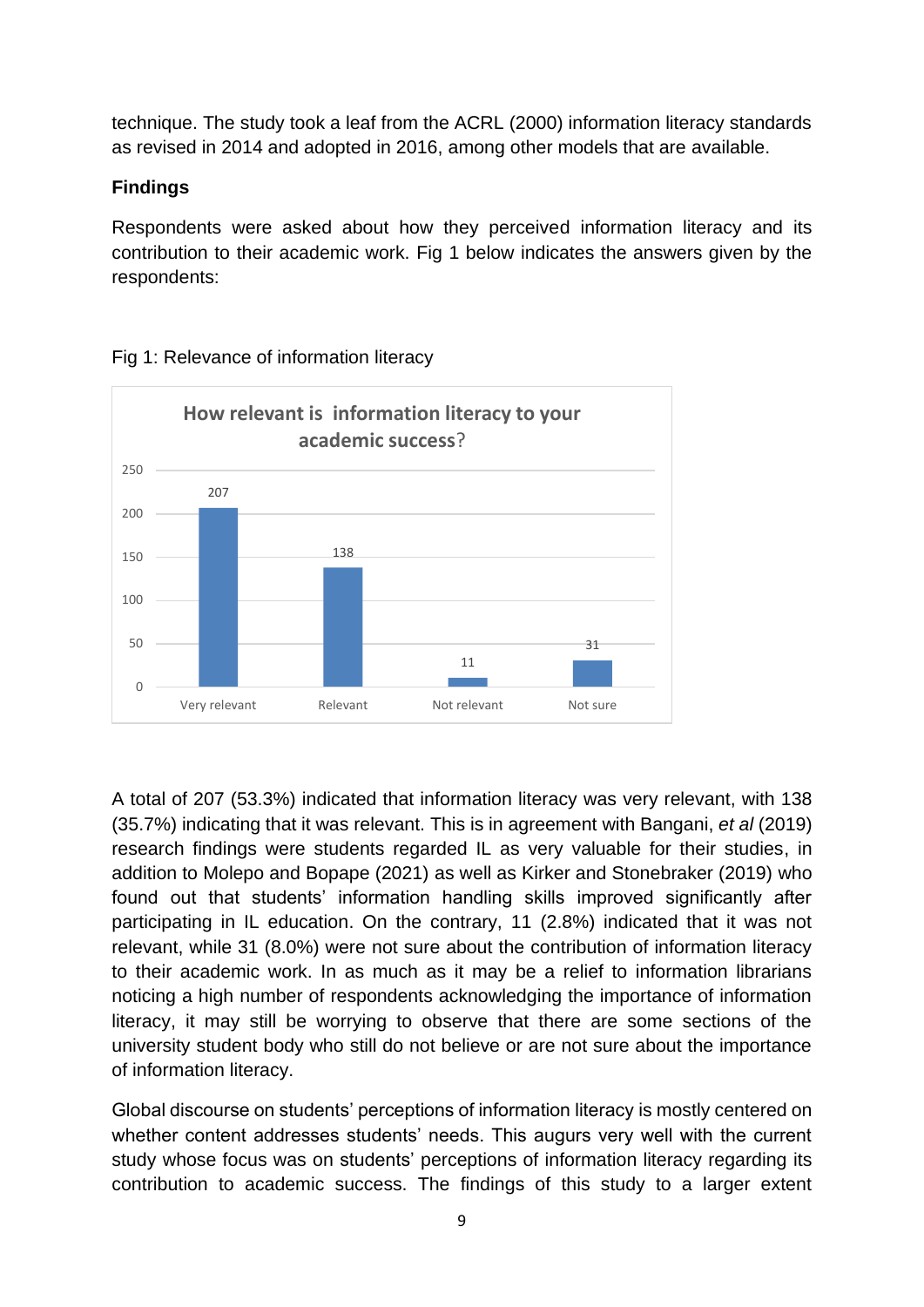technique. The study took a leaf from the ACRL (2000) information literacy standards as revised in 2014 and adopted in 2016, among other models that are available.

**Findings**

Respondents were asked about how they perceived information literacy and its contribution to their academic work. Fig 1 below indicates the answers given by the respondents:

Fig 1: Relevance of information literacy

**How relevant is information literacy to your academic success?**

| Very relevant | Relevant | Not relevant | Not sure |
|---|---|---|---|
| 207 | 138 | 11 | 31 |

A total of 207 (53.3%) indicated that information literacy was very relevant, with 138 (35.7%) indicating that it was relevant. This is in agreement with Bangani, *et al* (2019) research findings were students regarded IL as very valuable for their studies, in addition to Molepo and Bopape (2021) as well as Kirker and Stonebraker (2019) who found out that students' information handling skills improved significantly after participating in IL education. On the contrary, 11 (2.8%) indicated that it was not relevant, while 31 (8.0%) were not sure about the contribution of information literacy to their academic work. In as much as it may be a relief to information librarians noticing a high number of respondents acknowledging the importance of information literacy, it may still be worrying to observe that there are some sections of the university student body who still do not believe or are not sure about the importance of information literacy.

Global discourse on students' perceptions of information literacy is mostly centered on whether content addresses students' needs. This augurs very well with the current study whose focus was on students' perceptions of information literacy regarding its contribution to academic success. The findings of this study to a larger extent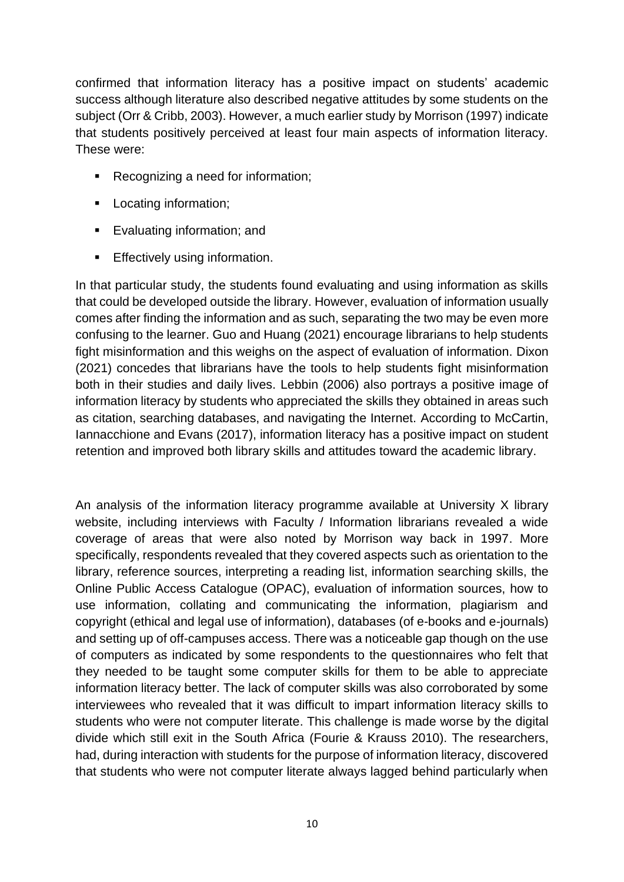confirmed that information literacy has a positive impact on students' academic success although literature also described negative attitudes by some students on the subject (Orr & Cribb, 2003). However, a much earlier study by Morrison (1997) indicate that students positively perceived at least four main aspects of information literacy. These were:

- Recognizing a need for information;
- Locating information;
- Evaluating information; and
- Effectively using information.

In that particular study, the students found evaluating and using information as skills that could be developed outside the library. However, evaluation of information usually comes after finding the information and as such, separating the two may be even more confusing to the learner. Guo and Huang (2021) encourage librarians to help students fight misinformation and this weighs on the aspect of evaluation of information. Dixon (2021) concedes that librarians have the tools to help students fight misinformation both in their studies and daily lives. Lebbin (2006) also portrays a positive image of information literacy by students who appreciated the skills they obtained in areas such as citation, searching databases, and navigating the Internet. According to McCartin, Iannacchione and Evans (2017), information literacy has a positive impact on student retention and improved both library skills and attitudes toward the academic library.

An analysis of the information literacy programme available at University X library website, including interviews with Faculty / Information librarians revealed a wide coverage of areas that were also noted by Morrison way back in 1997. More specifically, respondents revealed that they covered aspects such as orientation to the library, reference sources, interpreting a reading list, information searching skills, the Online Public Access Catalogue (OPAC), evaluation of information sources, how to use information, collating and communicating the information, plagiarism and copyright (ethical and legal use of information), databases (of e-books and e-journals) and setting up of off-campuses access. There was a noticeable gap though on the use of computers as indicated by some respondents to the questionnaires who felt that they needed to be taught some computer skills for them to be able to appreciate information literacy better. The lack of computer skills was also corroborated by some interviewees who revealed that it was difficult to impart information literacy skills to students who were not computer literate. This challenge is made worse by the digital divide which still exit in the South Africa (Fourie & Krauss 2010). The researchers, had, during interaction with students for the purpose of information literacy, discovered that students who were not computer literate always lagged behind particularly when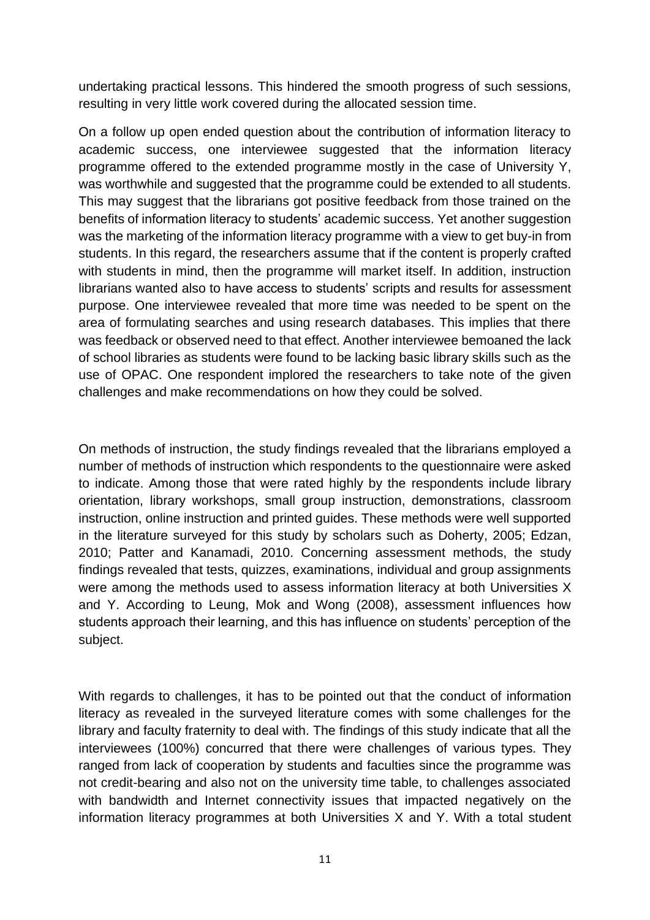undertaking practical lessons. This hindered the smooth progress of such sessions, resulting in very little work covered during the allocated session time.

On a follow up open ended question about the contribution of information literacy to academic success, one interviewee suggested that the information literacy programme offered to the extended programme mostly in the case of University Y, was worthwhile and suggested that the programme could be extended to all students. This may suggest that the librarians got positive feedback from those trained on the benefits of information literacy to students' academic success. Yet another suggestion was the marketing of the information literacy programme with a view to get buy-in from students. In this regard, the researchers assume that if the content is properly crafted with students in mind, then the programme will market itself. In addition, instruction librarians wanted also to have access to students' scripts and results for assessment purpose. One interviewee revealed that more time was needed to be spent on the area of formulating searches and using research databases. This implies that there was feedback or observed need to that effect. Another interviewee bemoaned the lack of school libraries as students were found to be lacking basic library skills such as the use of OPAC. One respondent implored the researchers to take note of the given challenges and make recommendations on how they could be solved.

On methods of instruction, the study findings revealed that the librarians employed a number of methods of instruction which respondents to the questionnaire were asked to indicate. Among those that were rated highly by the respondents include library orientation, library workshops, small group instruction, demonstrations, classroom instruction, online instruction and printed guides. These methods were well supported in the literature surveyed for this study by scholars such as Doherty, 2005; Edzan, 2010; Patter and Kanamadi, 2010. Concerning assessment methods, the study findings revealed that tests, quizzes, examinations, individual and group assignments were among the methods used to assess information literacy at both Universities X and Y. According to Leung, Mok and Wong (2008), assessment influences how students approach their learning, and this has influence on students' perception of the subject.

With regards to challenges, it has to be pointed out that the conduct of information literacy as revealed in the surveyed literature comes with some challenges for the library and faculty fraternity to deal with. The findings of this study indicate that all the interviewees (100%) concurred that there were challenges of various types. They ranged from lack of cooperation by students and faculties since the programme was not credit-bearing and also not on the university time table, to challenges associated with bandwidth and Internet connectivity issues that impacted negatively on the information literacy programmes at both Universities X and Y. With a total student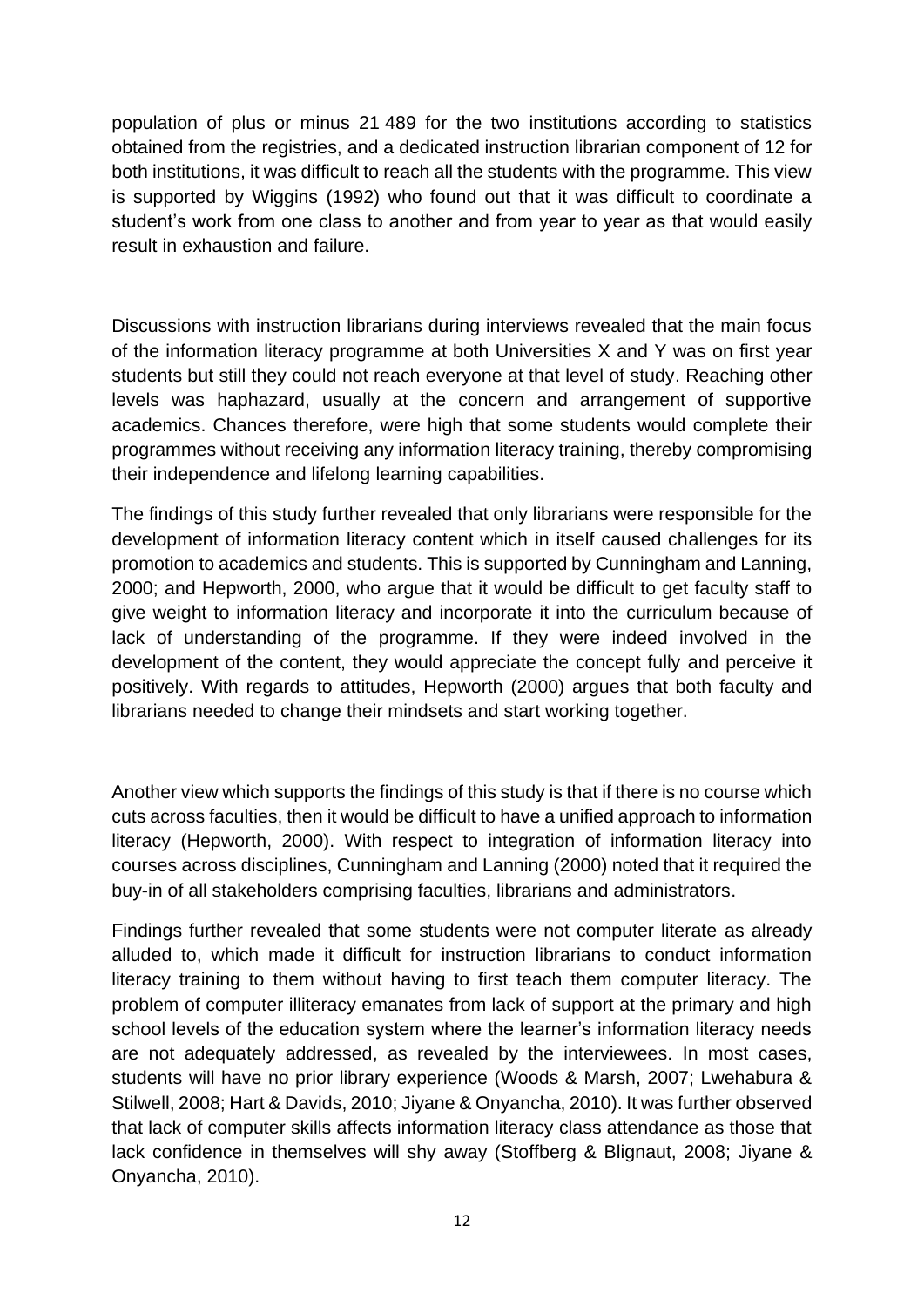population of plus or minus 21 489 for the two institutions according to statistics obtained from the registries, and a dedicated instruction librarian component of 12 for both institutions, it was difficult to reach all the students with the programme. This view is supported by Wiggins (1992) who found out that it was difficult to coordinate a student's work from one class to another and from year to year as that would easily result in exhaustion and failure.

Discussions with instruction librarians during interviews revealed that the main focus of the information literacy programme at both Universities X and Y was on first year students but still they could not reach everyone at that level of study. Reaching other levels was haphazard, usually at the concern and arrangement of supportive academics. Chances therefore, were high that some students would complete their programmes without receiving any information literacy training, thereby compromising their independence and lifelong learning capabilities.

The findings of this study further revealed that only librarians were responsible for the development of information literacy content which in itself caused challenges for its promotion to academics and students. This is supported by Cunningham and Lanning, 2000; and Hepworth, 2000, who argue that it would be difficult to get faculty staff to give weight to information literacy and incorporate it into the curriculum because of lack of understanding of the programme. If they were indeed involved in the development of the content, they would appreciate the concept fully and perceive it positively. With regards to attitudes, Hepworth (2000) argues that both faculty and librarians needed to change their mindsets and start working together.

Another view which supports the findings of this study is that if there is no course which cuts across faculties, then it would be difficult to have a unified approach to information literacy (Hepworth, 2000). With respect to integration of information literacy into courses across disciplines, Cunningham and Lanning (2000) noted that it required the buy-in of all stakeholders comprising faculties, librarians and administrators.

Findings further revealed that some students were not computer literate as already alluded to, which made it difficult for instruction librarians to conduct information literacy training to them without having to first teach them computer literacy. The problem of computer illiteracy emanates from lack of support at the primary and high school levels of the education system where the learner's information literacy needs are not adequately addressed, as revealed by the interviewees. In most cases, students will have no prior library experience (Woods & Marsh, 2007; Lwehabura & Stilwell, 2008; Hart & Davids, 2010; Jiyane & Onyancha, 2010). It was further observed that lack of computer skills affects information literacy class attendance as those that lack confidence in themselves will shy away (Stoffberg & Blignaut, 2008; Jiyane & Onyancha, 2010).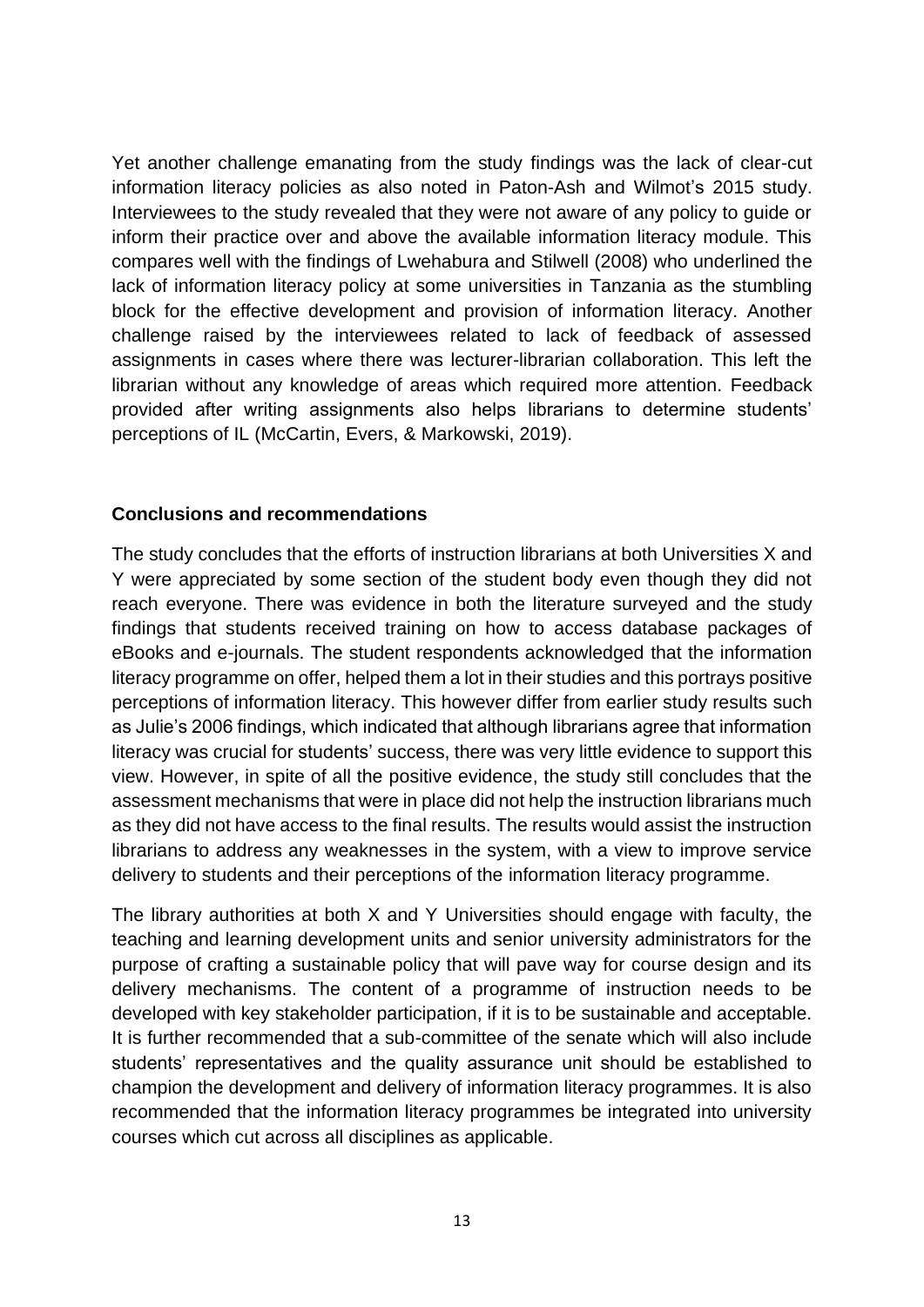Yet another challenge emanating from the study findings was the lack of clear-cut information literacy policies as also noted in Paton-Ash and Wilmot's 2015 study. Interviewees to the study revealed that they were not aware of any policy to guide or inform their practice over and above the available information literacy module. This compares well with the findings of Lwehabura and Stilwell (2008) who underlined the lack of information literacy policy at some universities in Tanzania as the stumbling block for the effective development and provision of information literacy. Another challenge raised by the interviewees related to lack of feedback of assessed assignments in cases where there was lecturer-librarian collaboration. This left the librarian without any knowledge of areas which required more attention. Feedback provided after writing assignments also helps librarians to determine students' perceptions of IL (McCartin, Evers, & Markowski, 2019).

## Conclusions and recommendations

The study concludes that the efforts of instruction librarians at both Universities X and Y were appreciated by some section of the student body even though they did not reach everyone. There was evidence in both the literature surveyed and the study findings that students received training on how to access database packages of eBooks and e-journals. The student respondents acknowledged that the information literacy programme on offer, helped them a lot in their studies and this portrays positive perceptions of information literacy. This however differ from earlier study results such as Julie's 2006 findings, which indicated that although librarians agree that information literacy was crucial for students' success, there was very little evidence to support this view. However, in spite of all the positive evidence, the study still concludes that the assessment mechanisms that were in place did not help the instruction librarians much as they did not have access to the final results. The results would assist the instruction librarians to address any weaknesses in the system, with a view to improve service delivery to students and their perceptions of the information literacy programme.

The library authorities at both X and Y Universities should engage with faculty, the teaching and learning development units and senior university administrators for the purpose of crafting a sustainable policy that will pave way for course design and its delivery mechanisms. The content of a programme of instruction needs to be developed with key stakeholder participation, if it is to be sustainable and acceptable. It is further recommended that a sub-committee of the senate which will also include students' representatives and the quality assurance unit should be established to champion the development and delivery of information literacy programmes. It is also recommended that the information literacy programmes be integrated into university courses which cut across all disciplines as applicable.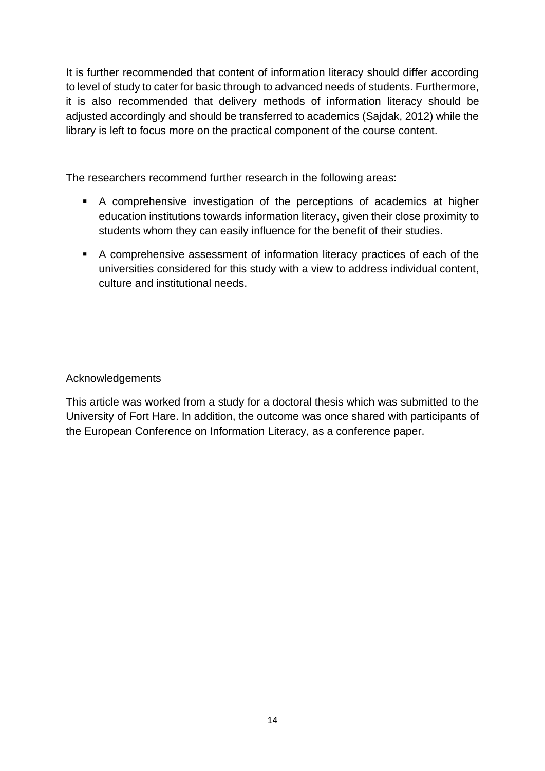It is further recommended that content of information literacy should differ according to level of study to cater for basic through to advanced needs of students. Furthermore, it is also recommended that delivery methods of information literacy should be adjusted accordingly and should be transferred to academics (Sajdak, 2012) while the library is left to focus more on the practical component of the course content.

The researchers recommend further research in the following areas:

- A comprehensive investigation of the perceptions of academics at higher education institutions towards information literacy, given their close proximity to students whom they can easily influence for the benefit of their studies.
- A comprehensive assessment of information literacy practices of each of the universities considered for this study with a view to address individual content, culture and institutional needs.

## Acknowledgements

This article was worked from a study for a doctoral thesis which was submitted to the University of Fort Hare. In addition, the outcome was once shared with participants of the European Conference on Information Literacy, as a conference paper.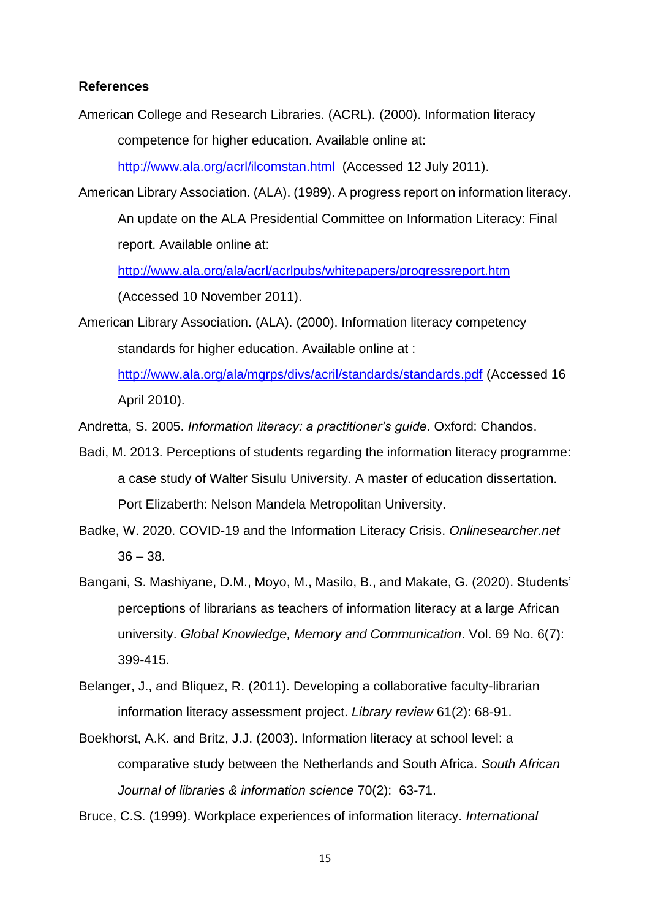**References**

American College and Research Libraries. (ACRL). (2000). Information literacy competence for higher education. Available online at: http://www.ala.org/acrl/ilcomstan.html (Accessed 12 July 2011).

American Library Association. (ALA). (1989). A progress report on information literacy. An update on the ALA Presidential Committee on Information Literacy: Final report. Available online at: http://www.ala.org/ala/acrl/acrlpubs/whitepapers/progressreport.htm (Accessed 10 November 2011).

American Library Association. (ALA). (2000). Information literacy competency standards for higher education. Available online at : http://www.ala.org/ala/mgrps/divs/acril/standards/standards.pdf (Accessed 16 April 2010).

Andretta, S. 2005. *Information literacy: a practitioner's guide*. Oxford: Chandos.

Badi, M. 2013. Perceptions of students regarding the information literacy programme: a case study of Walter Sisulu University. A master of education dissertation. Port Elizaberth: Nelson Mandela Metropolitan University.

Badke, W. 2020. COVID-19 and the Information Literacy Crisis. *Onlinesearcher.net* 36 – 38.

Bangani, S. Mashiyane, D.M., Moyo, M., Masilo, B., and Makate, G. (2020). Students' perceptions of librarians as teachers of information literacy at a large African university. *Global Knowledge, Memory and Communication*. Vol. 69 No. 6(7): 399-415.

Belanger, J., and Bliquez, R. (2011). Developing a collaborative faculty-librarian information literacy assessment project. *Library review* 61(2): 68-91.

Boekhorst, A.K. and Britz, J.J. (2003). Information literacy at school level: a comparative study between the Netherlands and South Africa. *South African Journal of libraries & information science* 70(2): 63-71.

Bruce, C.S. (1999). Workplace experiences of information literacy. *International*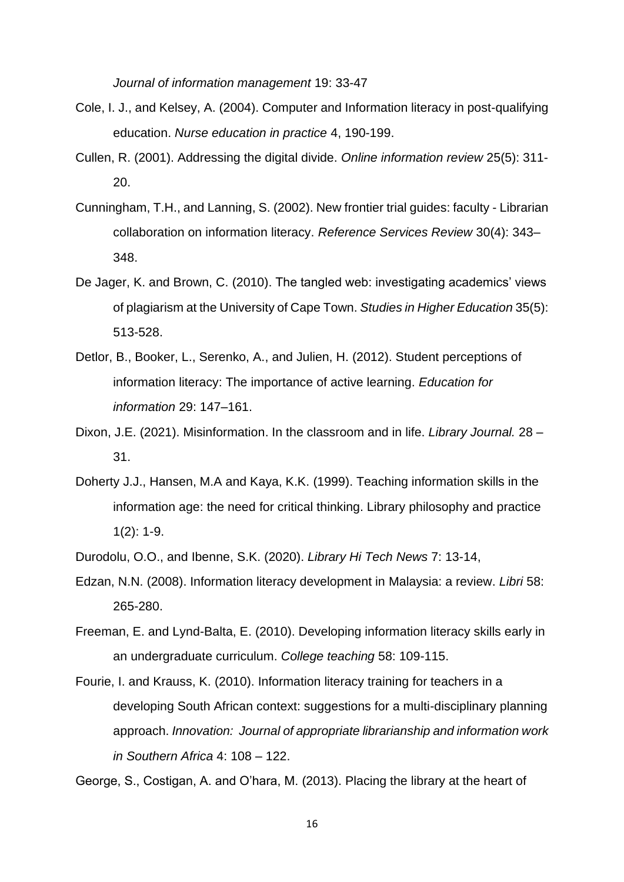*Journal of information management* 19: 33-47

Cole, I. J., and Kelsey, A. (2004). Computer and Information literacy in post-qualifying education. *Nurse education in practice* 4, 190-199.

Cullen, R. (2001). Addressing the digital divide. *Online information review* 25(5): 311-20.

Cunningham, T.H., and Lanning, S. (2002). New frontier trial guides: faculty - Librarian collaboration on information literacy. *Reference Services Review* 30(4): 343–348.

De Jager, K. and Brown, C. (2010). The tangled web: investigating academics' views of plagiarism at the University of Cape Town. *Studies in Higher Education* 35(5): 513-528.

Detlor, B., Booker, L., Serenko, A., and Julien, H. (2012). Student perceptions of information literacy: The importance of active learning. *Education for information* 29: 147–161.

Dixon, J.E. (2021). Misinformation. In the classroom and in life. *Library Journal.* 28 – 31.

Doherty J.J., Hansen, M.A and Kaya, K.K. (1999). Teaching information skills in the information age: the need for critical thinking. Library philosophy and practice 1(2): 1-9.

Durodolu, O.O., and Ibenne, S.K. (2020). *Library Hi Tech News* 7: 13-14,

Edzan, N.N. (2008). Information literacy development in Malaysia: a review. *Libri* 58: 265-280.

Freeman, E. and Lynd-Balta, E. (2010). Developing information literacy skills early in an undergraduate curriculum. *College teaching* 58: 109-115.

Fourie, I. and Krauss, K. (2010). Information literacy training for teachers in a developing South African context: suggestions for a multi-disciplinary planning approach. *Innovation: Journal of appropriate librarianship and information work in Southern Africa* 4: 108 – 122.

George, S., Costigan, A. and O'hara, M. (2013). Placing the library at the heart of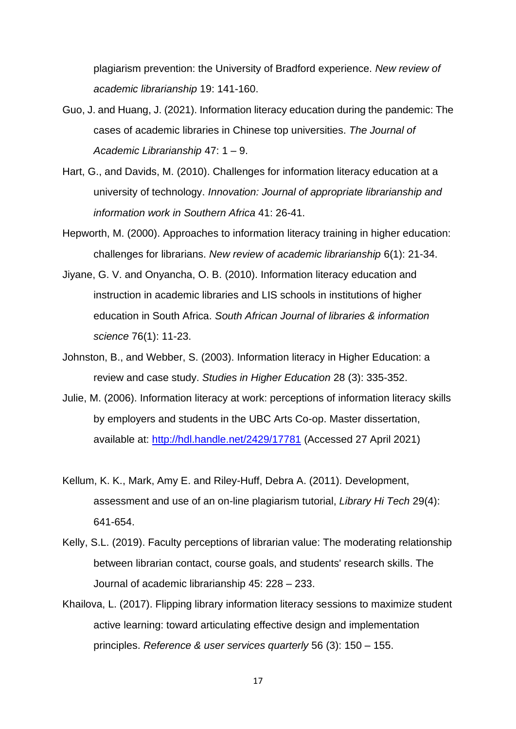plagiarism prevention: the University of Bradford experience. *New review of academic librarianship* 19: 141-160.

Guo, J. and Huang, J. (2021). Information literacy education during the pandemic: The cases of academic libraries in Chinese top universities. *The Journal of Academic Librarianship* 47: 1 – 9.

Hart, G., and Davids, M. (2010). Challenges for information literacy education at a university of technology. *Innovation: Journal of appropriate librarianship and information work in Southern Africa* 41: 26-41.

Hepworth, M. (2000). Approaches to information literacy training in higher education: challenges for librarians. *New review of academic librarianship* 6(1): 21-34.

Jiyane, G. V. and Onyancha, O. B. (2010). Information literacy education and instruction in academic libraries and LIS schools in institutions of higher education in South Africa. *South African Journal of libraries & information science* 76(1): 11-23.

Johnston, B., and Webber, S. (2003). Information literacy in Higher Education: a review and case study. *Studies in Higher Education* 28 (3): 335-352.

Julie, M. (2006). Information literacy at work: perceptions of information literacy skills by employers and students in the UBC Arts Co-op. Master dissertation, available at: http://hdl.handle.net/2429/17781 (Accessed 27 April 2021)

Kellum, K. K., Mark, Amy E. and Riley-Huff, Debra A. (2011). Development, assessment and use of an on-line plagiarism tutorial, *Library Hi Tech* 29(4): 641-654.

Kelly, S.L. (2019). Faculty perceptions of librarian value: The moderating relationship between librarian contact, course goals, and students' research skills. The Journal of academic librarianship 45: 228 – 233.

Khailova, L. (2017). Flipping library information literacy sessions to maximize student active learning: toward articulating effective design and implementation principles. *Reference & user services quarterly* 56 (3): 150 – 155.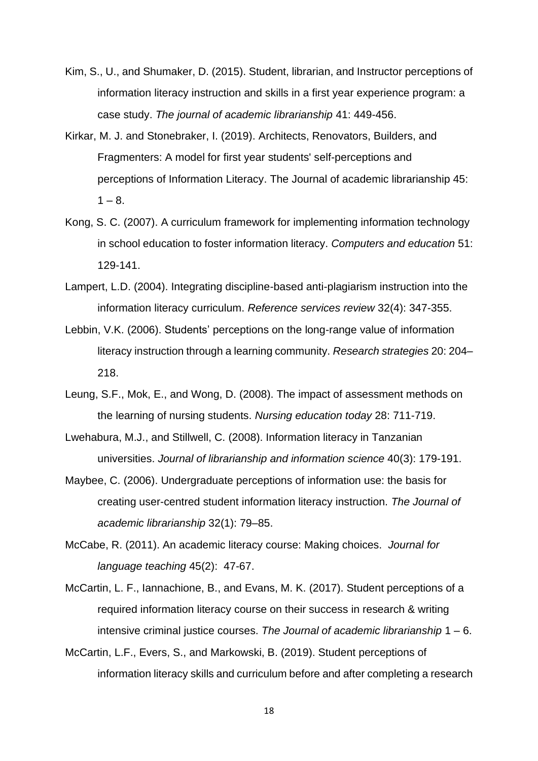Kim, S., U., and Shumaker, D. (2015). Student, librarian, and Instructor perceptions of information literacy instruction and skills in a first year experience program: a case study. *The journal of academic librarianship* 41: 449-456.

Kirkar, M. J. and Stonebraker, I. (2019). Architects, Renovators, Builders, and Fragmenters: A model for first year students' self-perceptions and perceptions of Information Literacy. The Journal of academic librarianship 45: 1 – 8.

Kong, S. C. (2007). A curriculum framework for implementing information technology in school education to foster information literacy. *Computers and education* 51: 129-141.

Lampert, L.D. (2004). Integrating discipline-based anti-plagiarism instruction into the information literacy curriculum. *Reference services review* 32(4): 347-355.

Lebbin, V.K. (2006). Students' perceptions on the long-range value of information literacy instruction through a learning community. *Research strategies* 20: 204–218.

Leung, S.F., Mok, E., and Wong, D. (2008). The impact of assessment methods on the learning of nursing students. *Nursing education today* 28: 711-719.

Lwehabura, M.J., and Stillwell, C. (2008). Information literacy in Tanzanian universities. *Journal of librarianship and information science* 40(3): 179-191.

Maybee, C. (2006). Undergraduate perceptions of information use: the basis for creating user-centred student information literacy instruction. *The Journal of academic librarianship* 32(1): 79–85.

McCabe, R. (2011). An academic literacy course: Making choices. *Journal for language teaching* 45(2): 47-67.

McCartin, L. F., Iannachione, B., and Evans, M. K. (2017). Student perceptions of a required information literacy course on their success in research & writing intensive criminal justice courses. *The Journal of academic librarianship* 1 – 6.

McCartin, L.F., Evers, S., and Markowski, B. (2019). Student perceptions of information literacy skills and curriculum before and after completing a research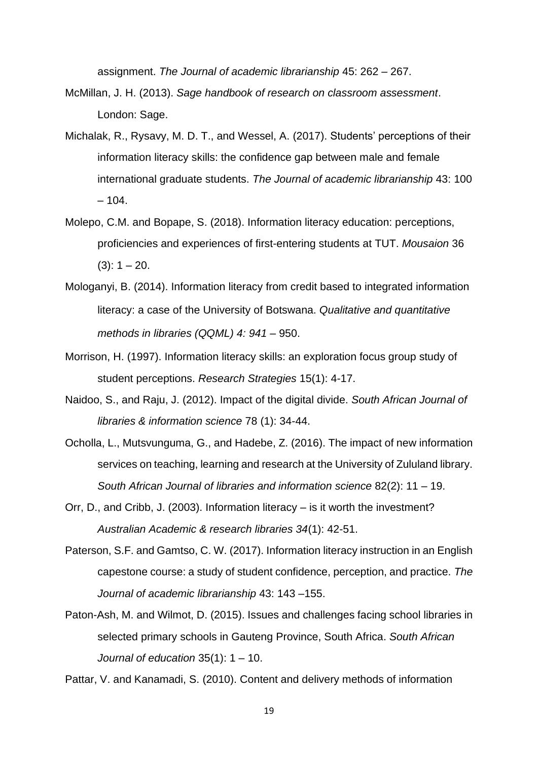assignment. *The Journal of academic librarianship* 45: 262 – 267.

McMillan, J. H. (2013). *Sage handbook of research on classroom assessment*. London: Sage.

Michalak, R., Rysavy, M. D. T., and Wessel, A. (2017). Students' perceptions of their information literacy skills: the confidence gap between male and female international graduate students. *The Journal of academic librarianship* 43: 100 – 104.

Molepo, C.M. and Bopape, S. (2018). Information literacy education: perceptions, proficiencies and experiences of first-entering students at TUT. *Mousaion* 36 (3): 1 – 20.

Mologanyi, B. (2014). Information literacy from credit based to integrated information literacy: a case of the University of Botswana. *Qualitative and quantitative methods in libraries (QQML) 4: 941* – 950.

Morrison, H. (1997). Information literacy skills: an exploration focus group study of student perceptions. *Research Strategies* 15(1): 4-17.

Naidoo, S., and Raju, J. (2012). Impact of the digital divide. *South African Journal of libraries & information science* 78 (1): 34-44.

Ocholla, L., Mutsvunguma, G., and Hadebe, Z. (2016). The impact of new information services on teaching, learning and research at the University of Zululand library. *South African Journal of libraries and information science* 82(2): 11 – 19.

Orr, D., and Cribb, J. (2003). Information literacy – is it worth the investment? *Australian Academic & research libraries 34*(1): 42-51.

Paterson, S.F. and Gamtso, C. W. (2017). Information literacy instruction in an English capestone course: a study of student confidence, perception, and practice. *The Journal of academic librarianship* 43: 143 –155.

Paton-Ash, M. and Wilmot, D. (2015). Issues and challenges facing school libraries in selected primary schools in Gauteng Province, South Africa. *South African Journal of education* 35(1): 1 – 10.

Pattar, V. and Kanamadi, S. (2010). Content and delivery methods of information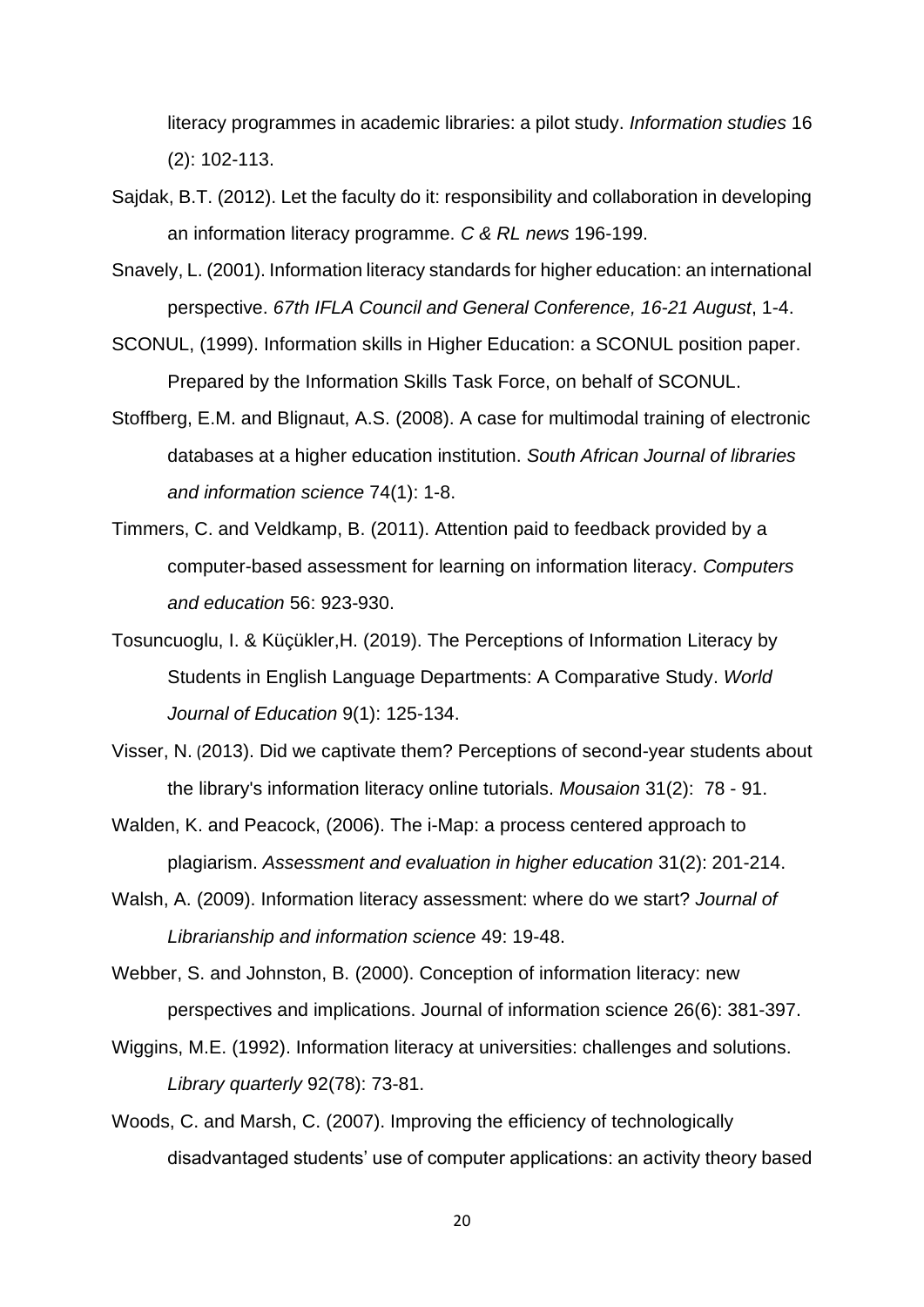literacy programmes in academic libraries: a pilot study. *Information studies* 16 (2): 102-113.

Sajdak, B.T. (2012). Let the faculty do it: responsibility and collaboration in developing an information literacy programme. *C & RL news* 196-199.

Snavely, L. (2001). Information literacy standards for higher education: an international perspective. *67th IFLA Council and General Conference, 16-21 August*, 1-4.

SCONUL, (1999). Information skills in Higher Education: a SCONUL position paper. Prepared by the Information Skills Task Force, on behalf of SCONUL.

Stoffberg, E.M. and Blignaut, A.S. (2008). A case for multimodal training of electronic databases at a higher education institution. *South African Journal of libraries and information science* 74(1): 1-8.

Timmers, C. and Veldkamp, B. (2011). Attention paid to feedback provided by a computer-based assessment for learning on information literacy. *Computers and education* 56: 923-930.

Tosuncuoglu, I. & Küçükler,H. (2019). The Perceptions of Information Literacy by Students in English Language Departments: A Comparative Study. *World Journal of Education* 9(1): 125-134.

Visser, N. (2013). Did we captivate them? Perceptions of second-year students about the library's information literacy online tutorials. *Mousaion* 31(2): 78 - 91.

Walden, K. and Peacock, (2006). The i-Map: a process centered approach to plagiarism. *Assessment and evaluation in higher education* 31(2): 201-214.

Walsh, A. (2009). Information literacy assessment: where do we start? *Journal of Librarianship and information science* 49: 19-48.

Webber, S. and Johnston, B. (2000). Conception of information literacy: new perspectives and implications. Journal of information science 26(6): 381-397.

Wiggins, M.E. (1992). Information literacy at universities: challenges and solutions. *Library quarterly* 92(78): 73-81.

Woods, C. and Marsh, C. (2007). Improving the efficiency of technologically disadvantaged students' use of computer applications: an activity theory based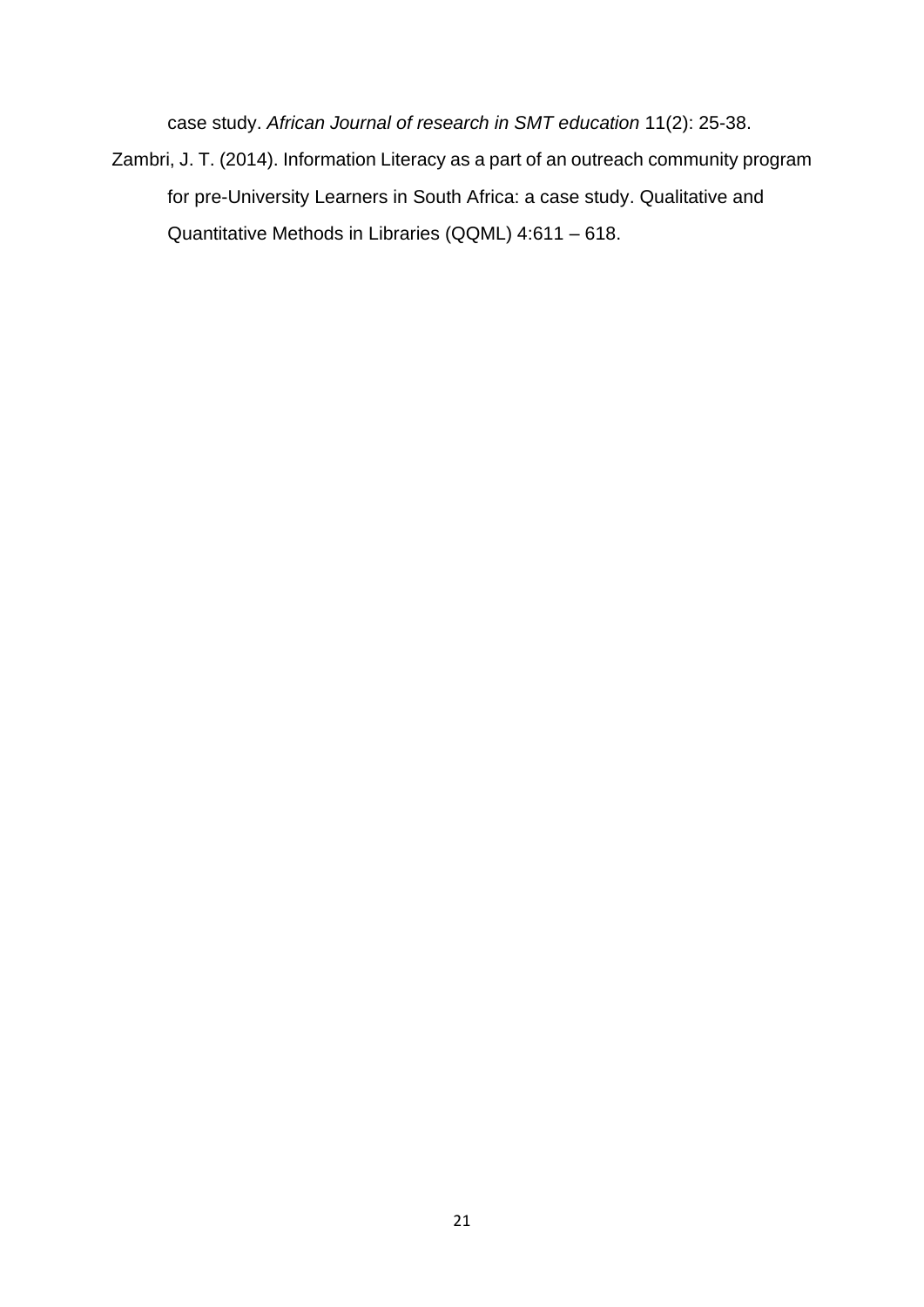case study. *African Journal of research in SMT education* 11(2): 25-38.

Zambri, J. T. (2014). Information Literacy as a part of an outreach community program for pre-University Learners in South Africa: a case study. Qualitative and Quantitative Methods in Libraries (QQML) 4:611 – 618.